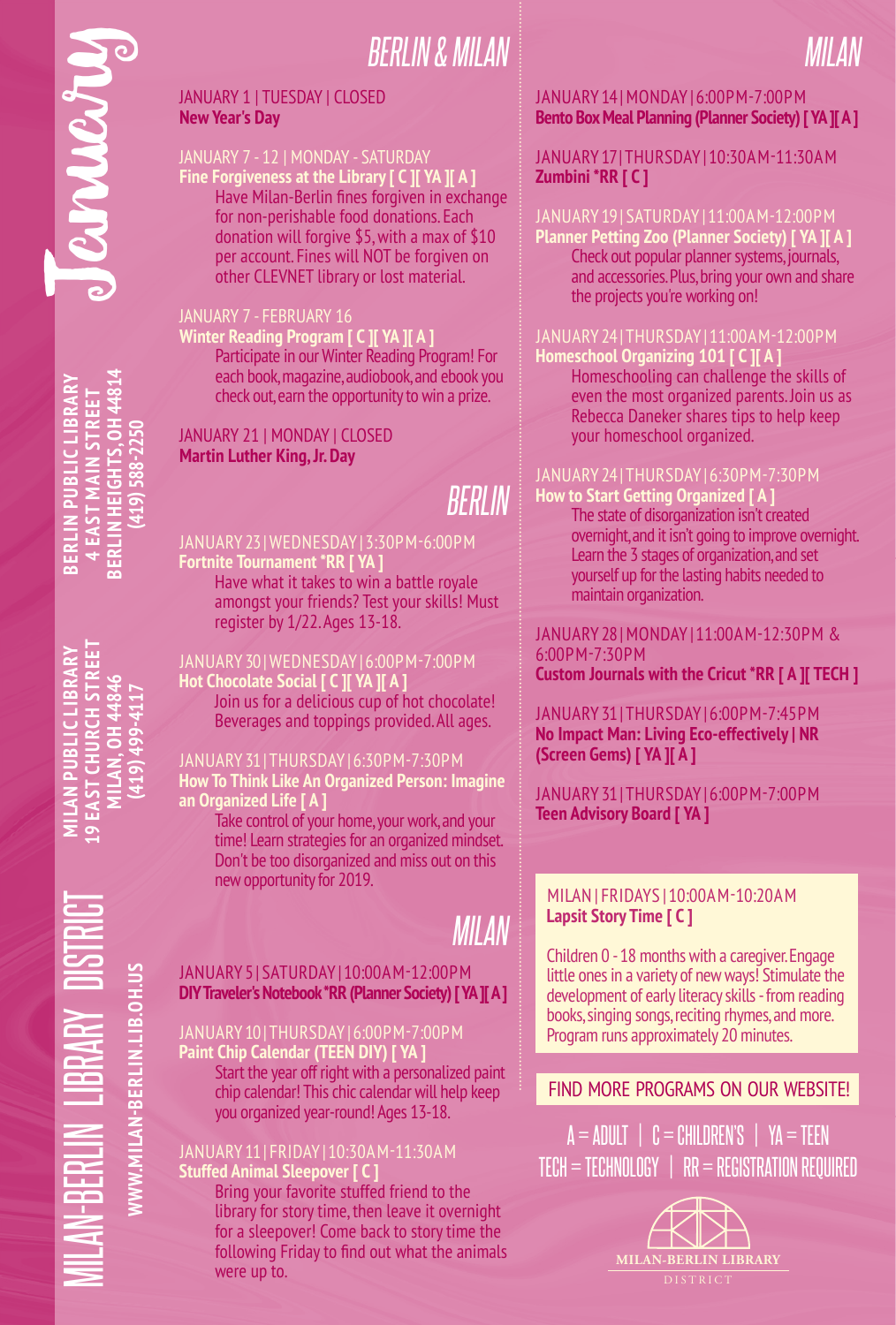# January

**MILAN-BERLIN LIBRARY DISTRICT**

WWW.MILAN-BERLIN.LIB.OH.US

**MILAN PUBLIC LIBRARY**
**19 EAST CHURCH STREET**
**MILAN, OH 44846**
**(419) 499-4117**

**BERLIN PUBLIC LIBRARY**
**4 EAST MAIN STREET**
**BERLIN HEIGHTS, OH 44814**
**(419) 588-2250**

## BERLIN & MILAN

JANUARY 1 | TUESDAY | CLOSED
**New Year's Day**

JANUARY 7 - 12 | MONDAY - SATURDAY
**Fine Forgiveness at the Library [ C ][ YA ][ A ]**
Have Milan-Berlin fines forgiven in exchange for non-perishable food donations. Each donation will forgive $5, with a max of $10 per account. Fines will NOT be forgiven on other CLEVNET library or lost material.

JANUARY 7 - FEBRUARY 16
**Winter Reading Program [ C ][ YA ][ A ]**
Participate in our Winter Reading Program! For each book, magazine, audiobook, and ebook you check out, earn the opportunity to win a prize.

JANUARY 21 | MONDAY | CLOSED
**Martin Luther King, Jr. Day**

## BERLIN

JANUARY 23 | WEDNESDAY | 3:30PM-6:00PM
**Fortnite Tournament *RR [ YA ]**
Have what it takes to win a battle royale amongst your friends? Test your skills! Must register by 1/22. Ages 13-18.

JANUARY 30 | WEDNESDAY | 6:00PM-7:00PM
**Hot Chocolate Social [ C ][ YA ][ A ]**
Join us for a delicious cup of hot chocolate! Beverages and toppings provided. All ages.

JANUARY 31 | THURSDAY | 6:30PM-7:30PM
**How To Think Like An Organized Person: Imagine an Organized Life [ A ]**
Take control of your home, your work, and your time! Learn strategies for an organized mindset. Don't be too disorganized and miss out on this new opportunity for 2019.

## MILAN

JANUARY 5 | SATURDAY | 10:00AM-12:00PM
**DIY Traveler's Notebook *RR (Planner Society) [ YA ][ A ]**

JANUARY 10 | THURSDAY | 6:00PM-7:00PM
**Paint Chip Calendar (TEEN DIY) [ YA ]**
Start the year off right with a personalized paint chip calendar! This chic calendar will help keep you organized year-round! Ages 13-18.

JANUARY 11 | FRIDAY | 10:30AM-11:30AM
**Stuffed Animal Sleepover [ C ]**
Bring your favorite stuffed friend to the library for story time, then leave it overnight for a sleepover! Come back to story time the following Friday to find out what the animals were up to.

## MILAN

JANUARY 14 | MONDAY | 6:00PM-7:00PM
**Bento Box Meal Planning (Planner Society) [ YA ][ A ]**

JANUARY 17 | THURSDAY | 10:30AM-11:30AM
**Zumbini *RR [ C ]**

JANUARY 19 | SATURDAY | 11:00AM-12:00PM
**Planner Petting Zoo (Planner Society) [ YA ][ A ]**
Check out popular planner systems, journals, and accessories. Plus, bring your own and share the projects you're working on!

JANUARY 24 | THURSDAY | 11:00AM-12:00PM
**Homeschool Organizing 101 [ C ][ A ]**
Homeschooling can challenge the skills of even the most organized parents. Join us as Rebecca Daneker shares tips to help keep your homeschool organized.

JANUARY 24 | THURSDAY | 6:30PM-7:30PM
**How to Start Getting Organized [ A ]**
The state of disorganization isn't created overnight, and it isn't going to improve overnight. Learn the 3 stages of organization, and set yourself up for the lasting habits needed to maintain organization.

JANUARY 28 | MONDAY | 11:00AM-12:30PM & 6:00PM-7:30PM
**Custom Journals with the Cricut *RR [ A ][ TECH ]**

JANUARY 31 | THURSDAY | 6:00PM-7:45PM
**No Impact Man: Living Eco-effectively | NR (Screen Gems) [ YA ][ A ]**

JANUARY 31 | THURSDAY | 6:00PM-7:00PM
**Teen Advisory Board [ YA ]**

MILAN | FRIDAYS | 10:00AM-10:20AM
**Lapsit Story Time [ C ]**

Children 0 - 18 months with a caregiver. Engage little ones in a variety of new ways! Stimulate the development of early literacy skills - from reading books, singing songs, reciting rhymes, and more. Program runs approximately 20 minutes.

FIND MORE PROGRAMS ON OUR WEBSITE!

A = ADULT | C = CHILDREN'S | YA = TEEN
TECH = TECHNOLOGY | RR = REGISTRATION REQUIRED

MILAN-BERLIN LIBRARY DISTRICT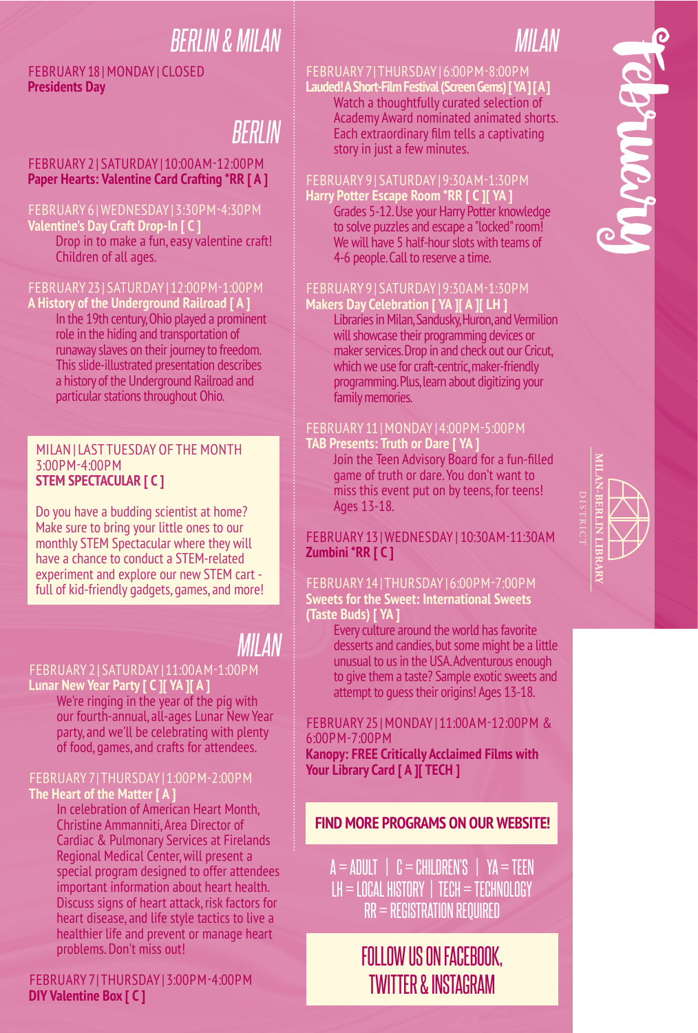# BERLIN & MILAN

FEBRUARY 18 | MONDAY | CLOSED
**Presidents Day**

# BERLIN

FEBRUARY 2 | SATURDAY | 10:00AM-12:00PM
**Paper Hearts: Valentine Card Crafting *RR [ A ]**

FEBRUARY 6 | WEDNESDAY | 3:30PM-4:30PM
**Valentine's Day Craft Drop-In [ C ]**

Drop in to make a fun, easy valentine craft! Children of all ages.

FEBRUARY 23 | SATURDAY | 12:00PM-1:00PM
**A History of the Underground Railroad [ A ]**

In the 19th century, Ohio played a prominent role in the hiding and transportation of runaway slaves on their journey to freedom. This slide-illustrated presentation describes a history of the Underground Railroad and particular stations throughout Ohio.

MILAN | LAST TUESDAY OF THE MONTH
3:00PM-4:00PM
**STEM SPECTACULAR [ C ]**

Do you have a budding scientist at home? Make sure to bring your little ones to our monthly STEM Spectacular where they will have a chance to conduct a STEM-related experiment and explore our new STEM cart - full of kid-friendly gadgets, games, and more!

# MILAN

FEBRUARY 2 | SATURDAY | 11:00AM-1:00PM
**Lunar New Year Party [ C ][ YA ][ A ]**

We're ringing in the year of the pig with our fourth-annual, all-ages Lunar New Year party, and we'll be celebrating with plenty of food, games, and crafts for attendees.

FEBRUARY 7 | THURSDAY | 1:00PM-2:00PM
**The Heart of the Matter [ A ]**

In celebration of American Heart Month, Christine Ammanniti, Area Director of Cardiac & Pulmonary Services at Firelands Regional Medical Center, will present a special program designed to offer attendees important information about heart health. Discuss signs of heart attack, risk factors for heart disease, and life style tactics to live a healthier life and prevent or manage heart problems. Don't miss out!

FEBRUARY 7 | THURSDAY | 3:00PM-4:00PM
**DIY Valentine Box [ C ]**

# MILAN

FEBRUARY 7 | THURSDAY | 6:00PM-8:00PM
**Lauded! A Short-Film Festival (Screen Gems) [ YA ] [ A ]**

Watch a thoughtfully curated selection of Academy Award nominated animated shorts. Each extraordinary film tells a captivating story in just a few minutes.

FEBRUARY 9 | SATURDAY | 9:30AM-1:30PM
**Harry Potter Escape Room *RR [ C ][ YA ]**

Grades 5-12. Use your Harry Potter knowledge to solve puzzles and escape a "locked" room! We will have 5 half-hour slots with teams of 4-6 people. Call to reserve a time.

FEBRUARY 9 | SATURDAY | 9:30AM-1:30PM
**Makers Day Celebration [ YA ][ A ][ LH ]**

Libraries in Milan, Sandusky, Huron, and Vermilion will showcase their programming devices or maker services. Drop in and check out our Cricut, which we use for craft-centric, maker-friendly programming. Plus, learn about digitizing your family memories.

FEBRUARY 11 | MONDAY | 4:00PM-5:00PM
**TAB Presents: Truth or Dare [ YA ]**

Join the Teen Advisory Board for a fun-filled game of truth or dare. You don't want to miss this event put on by teens, for teens! Ages 13-18.

FEBRUARY 13 | WEDNESDAY | 10:30AM-11:30AM
**Zumbini *RR [ C ]**

FEBRUARY 14 | THURSDAY | 6:00PM-7:00PM
**Sweets for the Sweet: International Sweets (Taste Buds) [ YA ]**

Every culture around the world has favorite desserts and candies, but some might be a little unusual to us in the USA. Adventurous enough to give them a taste? Sample exotic sweets and attempt to guess their origins! Ages 13-18.

FEBRUARY 25 | MONDAY | 11:00AM-12:00PM & 6:00PM-7:00PM
**Kanopy: FREE Critically Acclaimed Films with Your Library Card [ A ][ TECH ]**

**FIND MORE PROGRAMS ON OUR WEBSITE!**

A = ADULT | C = CHILDREN'S | YA = TEEN
LH = LOCAL HISTORY | TECH = TECHNOLOGY
RR = REGISTRATION REQUIRED

FOLLOW US ON FACEBOOK, TWITTER & INSTAGRAM

february

MILAN-BERLIN LIBRARY DISTRICT